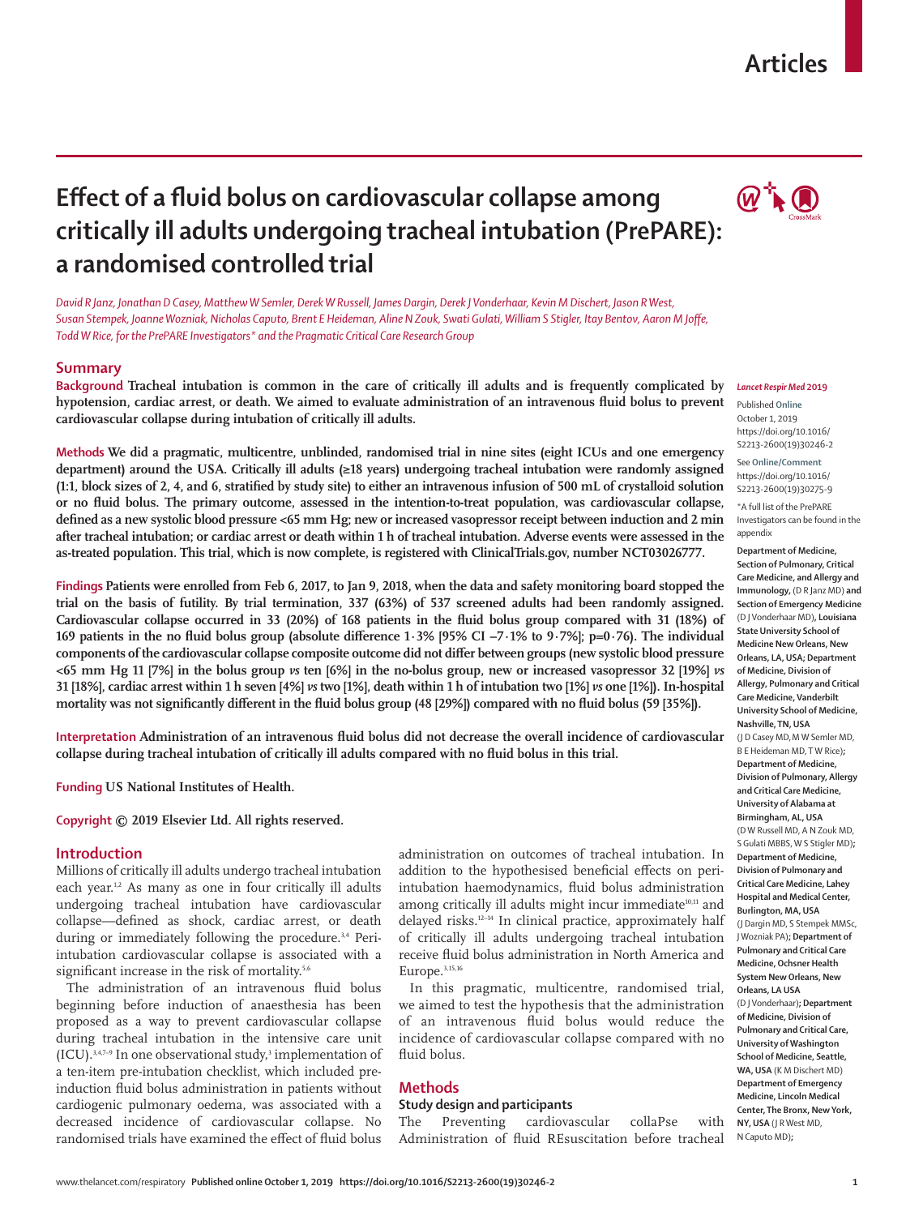# Effect of a fluid bolus on cardiovascular collapse among critically ill adults undergoing tracheal intubation (PrePARE): a randomised controlled trial

*David R Janz, Jonathan D Casey, Matthew W Semler, Derek W Russell, James Dargin, Derek J Vonderhaar, Kevin M Dischert, Jason R West, Susan Stempek, Joanne Wozniak, Nicholas Caputo, Brent E Heideman, Aline N Zouk, Swati Gulati, William S Stigler, Itay Bentov, Aaron M Joffe, Todd W Rice, for the PrePARE Investigators\* and the Pragmatic Critical Care Research Group*

## Summary

**Background** Tracheal intubation is common in the care of critically ill adults and is frequently complicated by hypotension, cardiac arrest, or death. We aimed to evaluate administration of an intravenous fluid bolus to prevent cardiovascular collapse during intubation of critically ill adults.

**Methods** We did a pragmatic, multicentre, unblinded, randomised trial in nine sites (eight ICUs and one emergency department) around the USA. Critically ill adults (≥18 years) undergoing tracheal intubation were randomly assigned (1:1, block sizes of 2, 4, and 6, stratified by study site) to either an intravenous infusion of 500 mL of crystalloid solution or no fluid bolus. The primary outcome, assessed in the intention-to-treat population, was cardiovascular collapse, defined as a new systolic blood pressure <65 mm Hg; new or increased vasopressor receipt between induction and 2 min after tracheal intubation; or cardiac arrest or death within 1 h of tracheal intubation. Adverse events were assessed in the as-treated population. This trial, which is now complete, is registered with ClinicalTrials.gov, number NCT03026777.

**Findings** Patients were enrolled from Feb 6, 2017, to Jan 9, 2018, when the data and safety monitoring board stopped the trial on the basis of futility. By trial termination, 337 (63%) of 537 screened adults had been randomly assigned. Cardiovascular collapse occurred in 33 (20%) of 168 patients in the fluid bolus group compared with 31 (18%) of 169 patients in the no fluid bolus group (absolute difference 1·3% [95% CI –7·1% to 9·7%]; p=0·76). The individual components of the cardiovascular collapse composite outcome did not differ between groups (new systolic blood pressure <65 mm Hg 11 [7%] in the bolus group *vs* ten [6%] in the no-bolus group, new or increased vasopressor 32 [19%] *vs* 31 [18%], cardiac arrest within 1 h seven [4%] *vs* two [1%], death within 1 h of intubation two [1%] *vs* one [1%]). In-hospital mortality was not significantly different in the fluid bolus group (48 [29%]) compared with no fluid bolus (59 [35%]).

**Interpretation** Administration of an intravenous fluid bolus did not decrease the overall incidence of cardiovascular collapse during tracheal intubation of critically ill adults compared with no fluid bolus in this trial.

**Funding** US National Institutes of Health.

**Copyright** © 2019 Elsevier Ltd. All rights reserved.

*Lancet Respir Med* 2019

Published **Online** October 1, 2019 https://doi.org/10.1016/S2213-2600(19)30246-2

See **Online/Comment** https://doi.org/10.1016/S2213-2600(19)30275-9

\*A full list of the PrePARE Investigators can be found in the appendix

**Department of Medicine, Section of Pulmonary, Critical Care Medicine, and Allergy and Immunology,** (D R Janz MD) **and Section of Emergency Medicine** (D J Vonderhaar MD)**, Louisiana State University School of Medicine New Orleans, New Orleans, LA, USA; Department of Medicine, Division of Allergy, Pulmonary and Critical Care Medicine, Vanderbilt University School of Medicine, Nashville, TN, USA** (J D Casey MD, M W Semler MD, B E Heideman MD, T W Rice)**; Department of Medicine, Division of Pulmonary, Allergy and Critical Care Medicine, University of Alabama at Birmingham, AL, USA** (D W Russell MD, A N Zouk MD, S Gulati MBBS, W S Stigler MD)**; Department of Medicine, Division of Pulmonary and Critical Care Medicine, Lahey Hospital and Medical Center, Burlington, MA, USA** (J Dargin MD, S Stempek MMSc, J Wozniak PA)**; Department of Pulmonary and Critical Care Medicine, Ochsner Health System New Orleans, New Orleans, LA USA** (D J Vonderhaar)**; Department of Medicine, Division of Pulmonary and Critical Care, University of Washington School of Medicine, Seattle, WA, USA** (K M Dischert MD) **Department of Emergency Medicine, Lincoln Medical Center, The Bronx, New York, NY, USA** (J R West MD, N Caputo MD)**;**

## Introduction

Millions of critically ill adults undergo tracheal intubation each year.[1,2] As many as one in four critically ill adults undergoing tracheal intubation have cardiovascular collapse—defined as shock, cardiac arrest, or death during or immediately following the procedure.[3,4] Peri-intubation cardiovascular collapse is associated with a significant increase in the risk of mortality.[5,6]

The administration of an intravenous fluid bolus beginning before induction of anaesthesia has been proposed as a way to prevent cardiovascular collapse during tracheal intubation in the intensive care unit (ICU).[3,4,7–9] In one observational study,[3] implementation of a ten-item pre-intubation checklist, which included pre-induction fluid bolus administration in patients without cardiogenic pulmonary oedema, was associated with a decreased incidence of cardiovascular collapse. No randomised trials have examined the effect of fluid bolus administration on outcomes of tracheal intubation. In addition to the hypothesised beneficial effects on peri-intubation haemodynamics, fluid bolus administration among critically ill adults might incur immediate[10,11] and delayed risks.[12–14] In clinical practice, approximately half of critically ill adults undergoing tracheal intubation receive fluid bolus administration in North America and Europe.[3,15,16]

In this pragmatic, multicentre, randomised trial, we aimed to test the hypothesis that the administration of an intravenous fluid bolus would reduce the incidence of cardiovascular collapse compared with no fluid bolus.

## Methods

### Study design and participants

The Preventing cardiovascular collaPse with Administration of fluid REsuscitation before tracheal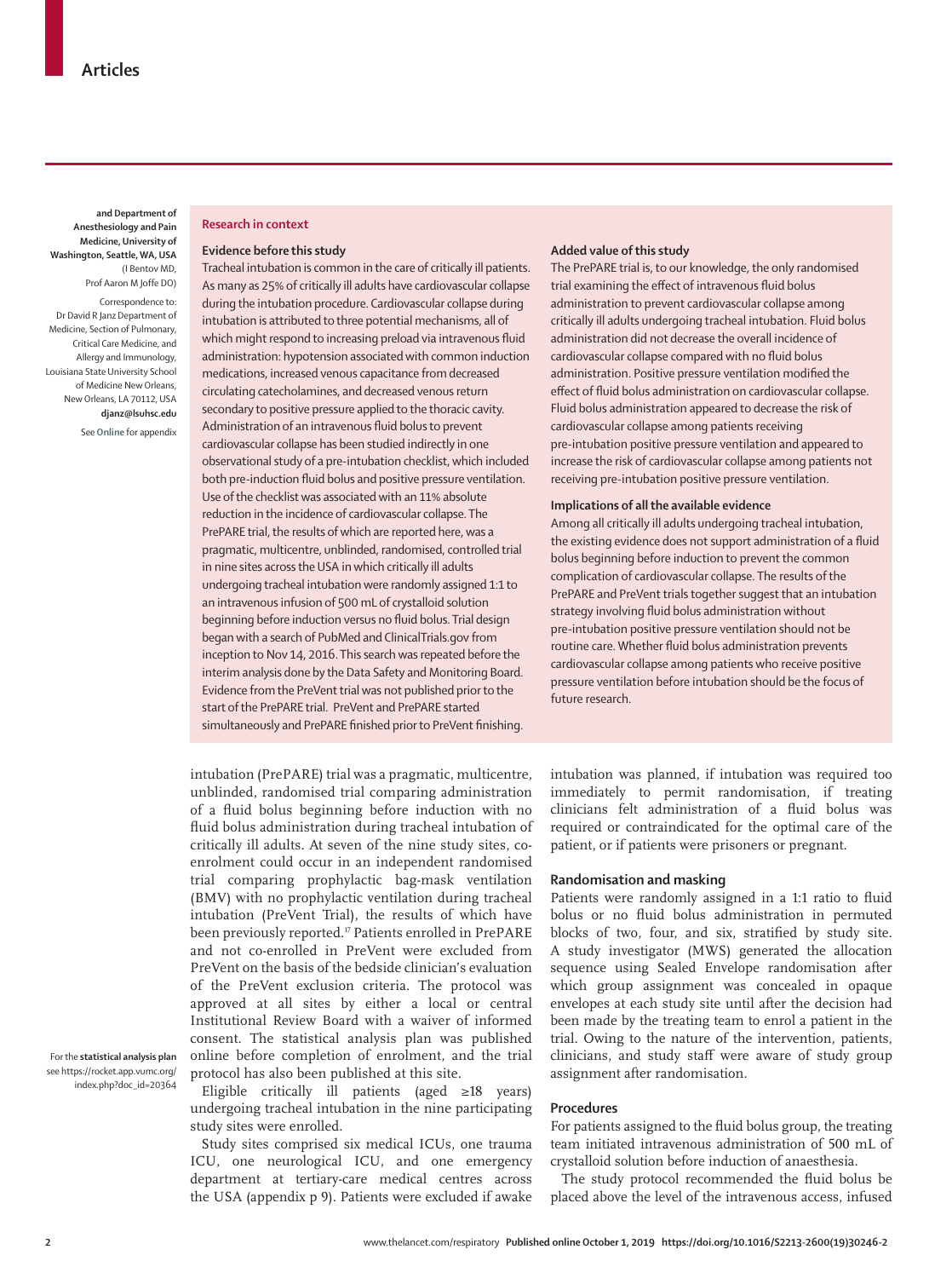and Department of Anesthesiology and Pain Medicine, University of Washington, Seattle, WA, USA (I Bentov MD, Prof Aaron M Joffe DO)

Correspondence to: Dr David R Janz Department of Medicine, Section of Pulmonary, Critical Care Medicine, and Allergy and Immunology, Louisiana State University School of Medicine New Orleans, New Orleans, LA 70112, USA **djanz@lsuhsc.edu**

See **Online** for appendix

## Research in context

### Evidence before this study

Tracheal intubation is common in the care of critically ill patients. As many as 25% of critically ill adults have cardiovascular collapse during the intubation procedure. Cardiovascular collapse during intubation is attributed to three potential mechanisms, all of which might respond to increasing preload via intravenous fluid administration: hypotension associated with common induction medications, increased venous capacitance from decreased circulating catecholamines, and decreased venous return secondary to positive pressure applied to the thoracic cavity. Administration of an intravenous fluid bolus to prevent cardiovascular collapse has been studied indirectly in one observational study of a pre-intubation checklist, which included both pre-induction fluid bolus and positive pressure ventilation. Use of the checklist was associated with an 11% absolute reduction in the incidence of cardiovascular collapse. The PrePARE trial, the results of which are reported here, was a pragmatic, multicentre, unblinded, randomised, controlled trial in nine sites across the USA in which critically ill adults undergoing tracheal intubation were randomly assigned 1:1 to an intravenous infusion of 500 mL of crystalloid solution beginning before induction versus no fluid bolus. Trial design began with a search of PubMed and ClinicalTrials.gov from inception to Nov 14, 2016. This search was repeated before the interim analysis done by the Data Safety and Monitoring Board. Evidence from the PreVent trial was not published prior to the start of the PrePARE trial. PreVent and PrePARE started simultaneously and PrePARE finished prior to PreVent finishing.

### Added value of this study

The PrePARE trial is, to our knowledge, the only randomised trial examining the effect of intravenous fluid bolus administration to prevent cardiovascular collapse among critically ill adults undergoing tracheal intubation. Fluid bolus administration did not decrease the overall incidence of cardiovascular collapse compared with no fluid bolus administration. Positive pressure ventilation modified the effect of fluid bolus administration on cardiovascular collapse. Fluid bolus administration appeared to decrease the risk of cardiovascular collapse among patients receiving pre-intubation positive pressure ventilation and appeared to increase the risk of cardiovascular collapse among patients not receiving pre-intubation positive pressure ventilation.

### Implications of all the available evidence

Among all critically ill adults undergoing tracheal intubation, the existing evidence does not support administration of a fluid bolus beginning before induction to prevent the common complication of cardiovascular collapse. The results of the PrePARE and PreVent trials together suggest that an intubation strategy involving fluid bolus administration without pre-intubation positive pressure ventilation should not be routine care. Whether fluid bolus administration prevents cardiovascular collapse among patients who receive positive pressure ventilation before intubation should be the focus of future research.

intubation (PrePARE) trial was a pragmatic, multicentre, unblinded, randomised trial comparing administration of a fluid bolus beginning before induction with no fluid bolus administration during tracheal intubation of critically ill adults. At seven of the nine study sites, co-enrolment could occur in an independent randomised trial comparing prophylactic bag-mask ventilation (BMV) with no prophylactic ventilation during tracheal intubation (PreVent Trial), the results of which have been previously reported.[17] Patients enrolled in PrePARE and not co-enrolled in PreVent were excluded from PreVent on the basis of the bedside clinician's evaluation of the PreVent exclusion criteria. The protocol was approved at all sites by either a local or central Institutional Review Board with a waiver of informed consent. The statistical analysis plan was published online before completion of enrolment, and the trial protocol has also been published at this site.

For the **statistical analysis plan** see https://rocket.app.vumc.org/index.php?doc_id=20364

Eligible critically ill patients (aged ≥18 years) undergoing tracheal intubation in the nine participating study sites were enrolled.

Study sites comprised six medical ICUs, one trauma ICU, one neurological ICU, and one emergency department at tertiary-care medical centres across the USA (appendix p 9). Patients were excluded if awake intubation was planned, if intubation was required too immediately to permit randomisation, if treating clinicians felt administration of a fluid bolus was required or contraindicated for the optimal care of the patient, or if patients were prisoners or pregnant.

### Randomisation and masking

Patients were randomly assigned in a 1:1 ratio to fluid bolus or no fluid bolus administration in permuted blocks of two, four, and six, stratified by study site. A study investigator (MWS) generated the allocation sequence using Sealed Envelope randomisation after which group assignment was concealed in opaque envelopes at each study site until after the decision had been made by the treating team to enrol a patient in the trial. Owing to the nature of the intervention, patients, clinicians, and study staff were aware of study group assignment after randomisation.

### Procedures

For patients assigned to the fluid bolus group, the treating team initiated intravenous administration of 500 mL of crystalloid solution before induction of anaesthesia.

The study protocol recommended the fluid bolus be placed above the level of the intravenous access, infused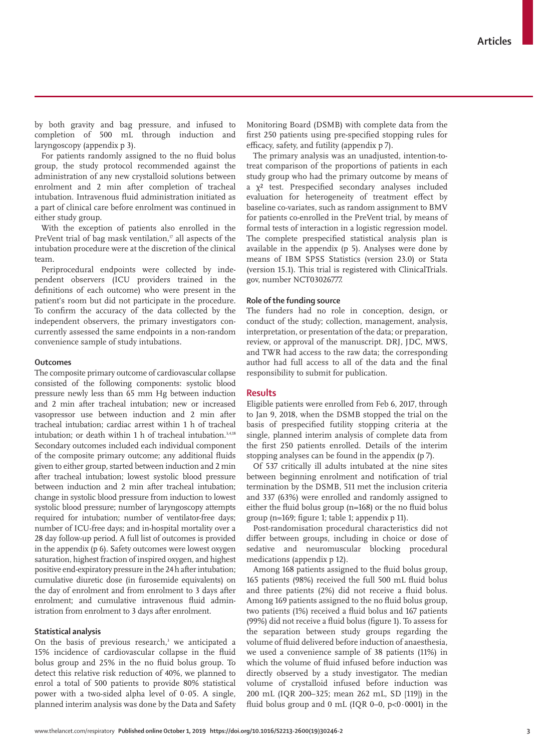by both gravity and bag pressure, and infused to completion of 500 mL through induction and laryngoscopy (appendix p 3).

For patients randomly assigned to the no fluid bolus group, the study protocol recommended against the administration of any new crystalloid solutions between enrolment and 2 min after completion of tracheal intubation. Intravenous fluid administration initiated as a part of clinical care before enrolment was continued in either study group.

With the exception of patients also enrolled in the PreVent trial of bag mask ventilation,[17] all aspects of the intubation procedure were at the discretion of the clinical team.

Periprocedural endpoints were collected by independent observers (ICU providers trained in the definitions of each outcome) who were present in the patient's room but did not participate in the procedure. To confirm the accuracy of the data collected by the independent observers, the primary investigators concurrently assessed the same endpoints in a non-random convenience sample of study intubations.

### Outcomes

The composite primary outcome of cardiovascular collapse consisted of the following components: systolic blood pressure newly less than 65 mm Hg between induction and 2 min after tracheal intubation; new or increased vasopressor use between induction and 2 min after tracheal intubation; cardiac arrest within 1 h of tracheal intubation; or death within 1 h of tracheal intubation.[3,4,18] Secondary outcomes included each individual component of the composite primary outcome; any additional fluids given to either group, started between induction and 2 min after tracheal intubation; lowest systolic blood pressure between induction and 2 min after tracheal intubation; change in systolic blood pressure from induction to lowest systolic blood pressure; number of laryngoscopy attempts required for intubation; number of ventilator-free days; number of ICU-free days; and in-hospital mortality over a 28 day follow-up period. A full list of outcomes is provided in the appendix (p 6). Safety outcomes were lowest oxygen saturation, highest fraction of inspired oxygen, and highest positive end-expiratory pressure in the 24 h after intubation; cumulative diuretic dose (in furosemide equivalents) on the day of enrolment and from enrolment to 3 days after enrolment; and cumulative intravenous fluid administration from enrolment to 3 days after enrolment.

### Statistical analysis

On the basis of previous research,[3] we anticipated a 15% incidence of cardiovascular collapse in the fluid bolus group and 25% in the no fluid bolus group. To detect this relative risk reduction of 40%, we planned to enrol a total of 500 patients to provide 80% statistical power with a two-sided alpha level of 0·05. A single, planned interim analysis was done by the Data and Safety Monitoring Board (DSMB) with complete data from the first 250 patients using pre-specified stopping rules for efficacy, safety, and futility (appendix p 7).

The primary analysis was an unadjusted, intention-to-treat comparison of the proportions of patients in each study group who had the primary outcome by means of a $\chi^2$ test. Prespecified secondary analyses included evaluation for heterogeneity of treatment effect by baseline co-variates, such as random assignment to BMV for patients co-enrolled in the PreVent trial, by means of formal tests of interaction in a logistic regression model. The complete prespecified statistical analysis plan is available in the appendix (p 5). Analyses were done by means of IBM SPSS Statistics (version 23.0) or Stata (version 15.1). This trial is registered with ClinicalTrials.gov, number NCT03026777.

### Role of the funding source

The funders had no role in conception, design, or conduct of the study; collection, management, analysis, interpretation, or presentation of the data; or preparation, review, or approval of the manuscript. DRJ, JDC, MWS, and TWR had access to the raw data; the corresponding author had full access to all of the data and the final responsibility to submit for publication.

## Results

Eligible patients were enrolled from Feb 6, 2017, through to Jan 9, 2018, when the DSMB stopped the trial on the basis of prespecified futility stopping criteria at the single, planned interim analysis of complete data from the first 250 patients enrolled. Details of the interim stopping analyses can be found in the appendix (p 7).

Of 537 critically ill adults intubated at the nine sites between beginning enrolment and notification of trial termination by the DSMB, 511 met the inclusion criteria and 337 (63%) were enrolled and randomly assigned to either the fluid bolus group (n=168) or the no fluid bolus group (n=169; figure 1; table 1; appendix p 11).

Post-randomisation procedural characteristics did not differ between groups, including in choice or dose of sedative and neuromuscular blocking procedural medications (appendix p 12).

Among 168 patients assigned to the fluid bolus group, 165 patients (98%) received the full 500 mL fluid bolus and three patients (2%) did not receive a fluid bolus. Among 169 patients assigned to the no fluid bolus group, two patients (1%) received a fluid bolus and 167 patients (99%) did not receive a fluid bolus (figure 1). To assess for the separation between study groups regarding the volume of fluid delivered before induction of anaesthesia, we used a convenience sample of 38 patients (11%) in which the volume of fluid infused before induction was directly observed by a study investigator. The median volume of crystalloid infused before induction was 200 mL (IQR 200–325; mean 262 mL, SD [119]) in the fluid bolus group and 0 mL (IQR 0–0, $p<0·0001$) in the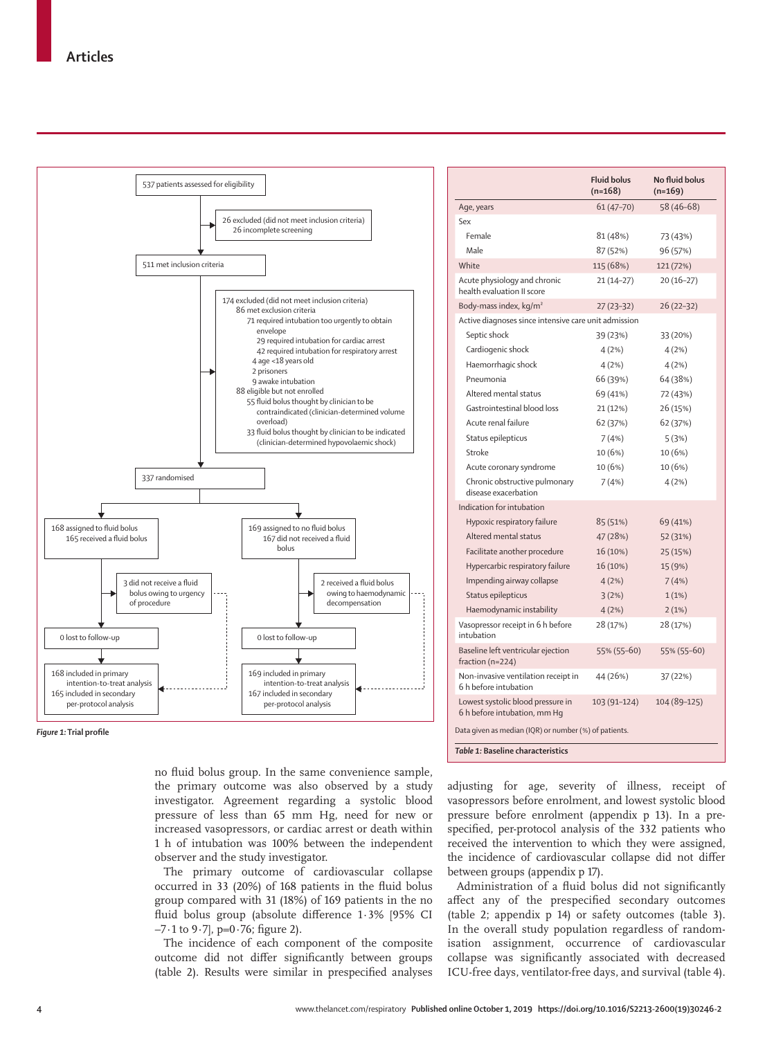537 patients assessed for eligibility

→ 26 excluded (did not meet inclusion criteria)
- 26 incomplete screening

511 met inclusion criteria

→ 174 excluded (did not meet inclusion criteria)
- 86 met exclusion criteria
  - 71 required intubation too urgently to obtain envelope
    - 29 required intubation for cardiac arrest
    - 42 required intubation for respiratory arrest
  - 4 age <18 years old
  - 2 prisoners
  - 9 awake intubation
- 88 eligible but not enrolled
  - 55 fluid bolus thought by clinician to be contraindicated (clinician-determined volume overload)
  - 33 fluid bolus thought by clinician to be indicated (clinician-determined hypovolaemic shock)

337 randomised

| Fluid bolus arm | No fluid bolus arm |
|---|---|
| 168 assigned to fluid bolus; 165 received a fluid bolus | 169 assigned to no fluid bolus; 167 did not received a fluid bolus |
| 3 did not receive a fluid bolus owing to urgency of procedure | 2 received a fluid bolus owing to haemodynamic decompensation |
| 0 lost to follow-up | 0 lost to follow-up |
| 168 included in primary intention-to-treat analysis; 165 included in secondary per-protocol analysis | 169 included in primary intention-to-treat analysis; 167 included in secondary per-protocol analysis |

*Figure 1:* **Trial profile**

| | Fluid bolus (n=168) | No fluid bolus (n=169) |
|---|---|---|
| Age, years | 61 (47–70) | 58 (46–68) |
| Sex | | |
| Female | 81 (48%) | 73 (43%) |
| Male | 87 (52%) | 96 (57%) |
| White | 115 (68%) | 121 (72%) |
| Acute physiology and chronic health evaluation II score | 21 (14–27) | 20 (16–27) |
| Body-mass index, kg/m$^2$ | 27 (23–32) | 26 (22–32) |
| Active diagnoses since intensive care unit admission | | |
| Septic shock | 39 (23%) | 33 (20%) |
| Cardiogenic shock | 4 (2%) | 4 (2%) |
| Haemorrhagic shock | 4 (2%) | 4 (2%) |
| Pneumonia | 66 (39%) | 64 (38%) |
| Altered mental status | 69 (41%) | 72 (43%) |
| Gastrointestinal blood loss | 21 (12%) | 26 (15%) |
| Acute renal failure | 62 (37%) | 62 (37%) |
| Status epilepticus | 7 (4%) | 5 (3%) |
| Stroke | 10 (6%) | 10 (6%) |
| Acute coronary syndrome | 10 (6%) | 10 (6%) |
| Chronic obstructive pulmonary disease exacerbation | 7 (4%) | 4 (2%) |
| Indication for intubation | | |
| Hypoxic respiratory failure | 85 (51%) | 69 (41%) |
| Altered mental status | 47 (28%) | 52 (31%) |
| Facilitate another procedure | 16 (10%) | 25 (15%) |
| Hypercarbic respiratory failure | 16 (10%) | 15 (9%) |
| Impending airway collapse | 4 (2%) | 7 (4%) |
| Status epilepticus | 3 (2%) | 1 (1%) |
| Haemodynamic instability | 4 (2%) | 2 (1%) |
| Vasopressor receipt in 6 h before intubation | 28 (17%) | 28 (17%) |
| Baseline left ventricular ejection fraction (n=224) | 55% (55–60) | 55% (55–60) |
| Non-invasive ventilation receipt in 6 h before intubation | 44 (26%) | 37 (22%) |
| Lowest systolic blood pressure in 6 h before intubation, mm Hg | 103 (91–124) | 104 (89–125) |

Data given as median (IQR) or number (%) of patients.

*Table 1:* **Baseline characteristics**

no fluid bolus group. In the same convenience sample, the primary outcome was also observed by a study investigator. Agreement regarding a systolic blood pressure of less than 65 mm Hg, need for new or increased vasopressors, or cardiac arrest or death within 1 h of intubation was 100% between the independent observer and the study investigator.

The primary outcome of cardiovascular collapse occurred in 33 (20%) of 168 patients in the fluid bolus group compared with 31 (18%) of 169 patients in the no fluid bolus group (absolute difference 1·3% [95% CI –7·1 to 9·7], p=0·76; figure 2).

The incidence of each component of the composite outcome did not differ significantly between groups (table 2). Results were similar in prespecified analyses adjusting for age, severity of illness, receipt of vasopressors before enrolment, and lowest systolic blood pressure before enrolment (appendix p 13). In a prespecified, per-protocol analysis of the 332 patients who received the intervention to which they were assigned, the incidence of cardiovascular collapse did not differ between groups (appendix p 17).

Administration of a fluid bolus did not significantly affect any of the prespecified secondary outcomes (table 2; appendix p 14) or safety outcomes (table 3). In the overall study population regardless of randomisation assignment, occurrence of cardiovascular collapse was significantly associated with decreased ICU-free days, ventilator-free days, and survival (table 4).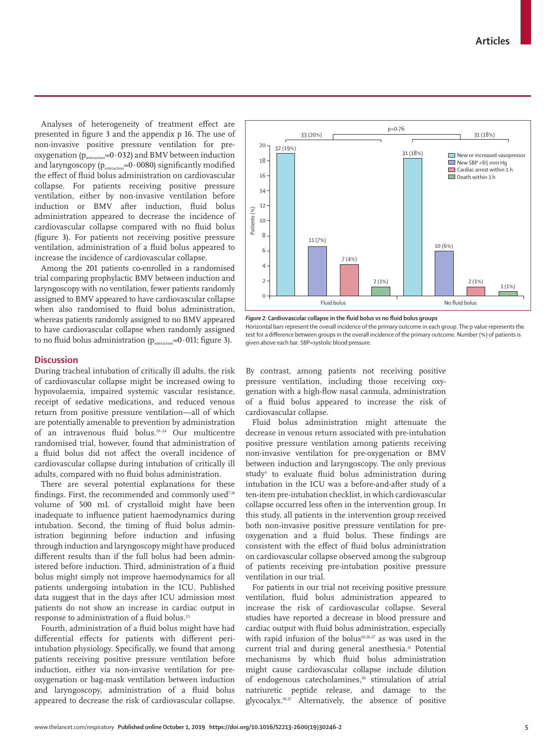Analyses of heterogeneity of treatment effect are presented in figure 3 and the appendix p 16. The use of non-invasive positive pressure ventilation for pre-oxygenation ($p_{interaction}$=0·032) and BMV between induction and laryngoscopy ($p_{interaction}$=0·0080) significantly modified the effect of fluid bolus administration on cardiovascular collapse. For patients receiving positive pressure ventilation, either by non-invasive ventilation before induction or BMV after induction, fluid bolus administration appeared to decrease the incidence of cardiovascular collapse compared with no fluid bolus (figure 3). For patients not receiving positive pressure ventilation, administration of a fluid bolus appeared to increase the incidence of cardiovascular collapse.

Among the 201 patients co-enrolled in a randomised trial comparing prophylactic BMV between induction and laryngoscopy with no ventilation, fewer patients randomly assigned to BMV appeared to have cardiovascular collapse when also randomised to fluid bolus administration, whereas patients randomly assigned to no BMV appeared to have cardiovascular collapse when randomly assigned to no fluid bolus administration ($p_{interaction}$=0·011; figure 3).

**Figure 2: Cardiovascular collapse in the fluid bolus vs no fluid bolus groups**
Horizontal bars represent the overall incidence of the primary outcome in each group. The p value represents the test for a difference between groups in the overall incidence of the primary outcome. Number (%) of patients is given above each bar. SBP=systolic blood pressure.

## Discussion

During tracheal intubation of critically ill adults, the risk of cardiovascular collapse might be increased owing to hypovolaemia, impaired systemic vascular resistance, receipt of sedative medications, and reduced venous return from positive pressure ventilation—all of which are potentially amenable to prevention by administration of an intravenous fluid bolus.[19–24] Our multicentre randomised trial, however, found that administration of a fluid bolus did not affect the overall incidence of cardiovascular collapse during intubation of critically ill adults, compared with no fluid bolus administration.

There are several potential explanations for these findings. First, the recommended and commonly used[7,16] volume of 500 mL of crystalloid might have been inadequate to influence patient haemodynamics during intubation. Second, the timing of fluid bolus administration beginning before induction and infusing through induction and laryngoscopy might have produced different results than if the full bolus had been administered before induction. Third, administration of a fluid bolus might simply not improve haemodynamics for all patients undergoing intubation in the ICU. Published data suggest that in the days after ICU admission most patients do not show an increase in cardiac output in response to administration of a fluid bolus.[25]

Fourth, administration of a fluid bolus might have had differential effects for patients with different peri-intubation physiology. Specifically, we found that among patients receiving positive pressure ventilation before induction, either via non-invasive ventilation for pre-oxygenation or bag-mask ventilation between induction and laryngoscopy, administration of a fluid bolus appeared to decrease the risk of cardiovascular collapse. By contrast, among patients not receiving positive pressure ventilation, including those receiving oxygenation with a high-flow nasal cannula, administration of a fluid bolus appeared to increase the risk of cardiovascular collapse.

Fluid bolus administration might attenuate the decrease in venous return associated with pre-intubation positive pressure ventilation among patients receiving non-invasive ventilation for pre-oxygenation or BMV between induction and laryngoscopy. The only previous study[3] to evaluate fluid bolus administration during intubation in the ICU was a before-and-after study of a ten-item pre-intubation checklist, in which cardiovascular collapse occurred less often in the intervention group. In this study, all patients in the intervention group received both non-invasive positive pressure ventilation for pre-oxygenation and a fluid bolus. These findings are consistent with the effect of fluid bolus administration on cardiovascular collapse observed among the subgroup of patients receiving pre-intubation positive pressure ventilation in our trial.

For patients in our trial not receiving positive pressure ventilation, fluid bolus administration appeared to increase the risk of cardiovascular collapse. Several studies have reported a decrease in blood pressure and cardiac output with fluid bolus administration, especially with rapid infusion of the bolus[10,26,27] as was used in the current trial and during general anesthesia.[11] Potential mechanisms by which fluid bolus administration might cause cardiovascular collapse include dilution of endogenous catecholamines,[26] stimulation of atrial natriuretic peptide release, and damage to the glycocalyx.[10,27] Alternatively, the absence of positive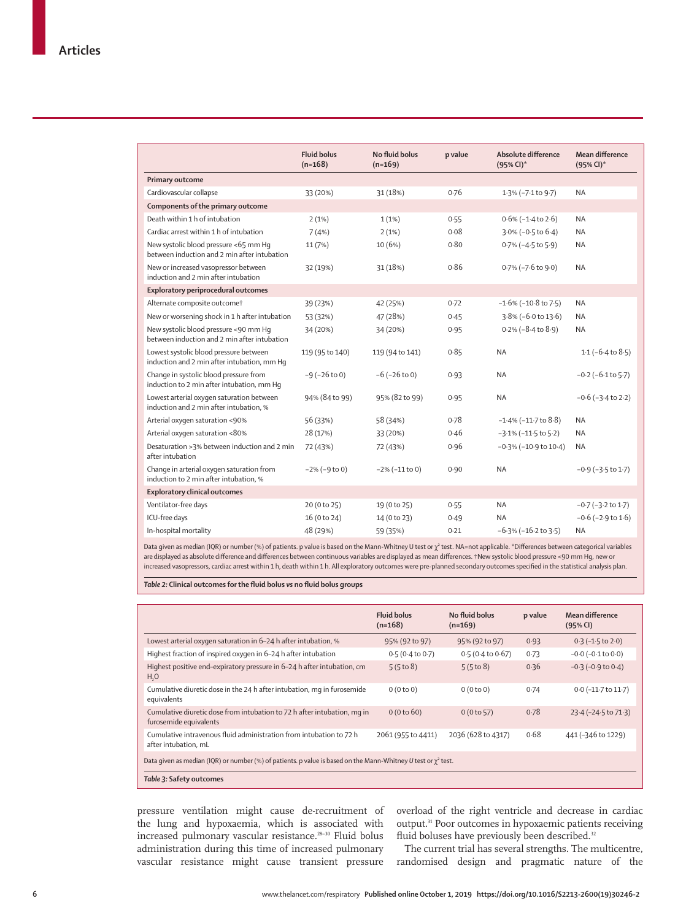| | Fluid bolus (n=168) | No fluid bolus (n=169) | p value | Absolute difference (95% CI)* | Mean difference (95% CI)* |
|---|---|---|---|---|---|
| **Primary outcome** | | | | | |
| Cardiovascular collapse | 33 (20%) | 31 (18%) | 0·76 | 1·3% (−7·1 to 9·7) | NA |
| **Components of the primary outcome** | | | | | |
| Death within 1 h of intubation | 2 (1%) | 1 (1%) | 0·55 | 0·6% (−1·4 to 2·6) | NA |
| Cardiac arrest within 1 h of intubation | 7 (4%) | 2 (1%) | 0·08 | 3·0% (−0·5 to 6·4) | NA |
| New systolic blood pressure <65 mm Hg between induction and 2 min after intubation | 11 (7%) | 10 (6%) | 0·80 | 0·7% (−4·5 to 5·9) | NA |
| New or increased vasopressor between induction and 2 min after intubation | 32 (19%) | 31 (18%) | 0·86 | 0·7% (−7·6 to 9·0) | NA |
| **Exploratory periprocedural outcomes** | | | | | |
| Alternate composite outcome† | 39 (23%) | 42 (25%) | 0·72 | −1·6% (−10·8 to 7·5) | NA |
| New or worsening shock in 1 h after intubation | 53 (32%) | 47 (28%) | 0·45 | 3·8% (−6·0 to 13·6) | NA |
| New systolic blood pressure <90 mm Hg between induction and 2 min after intubation | 34 (20%) | 34 (20%) | 0·95 | 0·2% (−8·4 to 8·9) | NA |
| Lowest systolic blood pressure between induction and 2 min after intubation, mm Hg | 119 (95 to 140) | 119 (94 to 141) | 0·85 | NA | 1·1 (−6·4 to 8·5) |
| Change in systolic blood pressure from induction to 2 min after intubation, mm Hg | −9 (−26 to 0) | −6 (−26 to 0) | 0·93 | NA | −0·2 (−6·1 to 5·7) |
| Lowest arterial oxygen saturation between induction and 2 min after intubation, % | 94% (84 to 99) | 95% (82 to 99) | 0·95 | NA | −0·6 (−3·4 to 2·2) |
| Arterial oxygen saturation <90% | 56 (33%) | 58 (34%) | 0·78 | −1·4% (−11·7 to 8·8) | NA |
| Arterial oxygen saturation <80% | 28 (17%) | 33 (20%) | 0·46 | −3·1% (−11·5 to 5·2) | NA |
| Desaturation >3% between induction and 2 min after intubation | 72 (43%) | 72 (43%) | 0·96 | −0·3% (−10·9 to 10·4) | NA |
| Change in arterial oxygen saturation from induction to 2 min after intubation, % | −2% (−9 to 0) | −2% (−11 to 0) | 0·90 | NA | −0·9 (−3·5 to 1·7) |
| **Exploratory clinical outcomes** | | | | | |
| Ventilator-free days | 20 (0 to 25) | 19 (0 to 25) | 0·55 | NA | −0·7 (−3·2 to 1·7) |
| ICU-free days | 16 (0 to 24) | 14 (0 to 23) | 0·49 | NA | −0·6 (−2·9 to 1·6) |
| In-hospital mortality | 48 (29%) | 59 (35%) | 0·21 | −6·3% (−16·2 to 3·5) | NA |

Data given as median (IQR) or number (%) of patients. p value is based on the Mann-Whitney U test or $\chi^2$ test. NA=not applicable. *Differences between categorical variables are displayed as absolute difference and differences between continuous variables are displayed as mean differences. †New systolic blood pressure <90 mm Hg, new or increased vasopressors, cardiac arrest within 1 h, death within 1 h. All exploratory outcomes were pre-planned secondary outcomes specified in the statistical analysis plan.

*Table 2:* **Clinical outcomes for the fluid bolus *vs* no fluid bolus groups**

| | Fluid bolus (n=168) | No fluid bolus (n=169) | p value | Mean difference (95% CI) |
|---|---|---|---|---|
| Lowest arterial oxygen saturation in 6–24 h after intubation, % | 95% (92 to 97) | 95% (92 to 97) | 0·93 | 0·3 (−1·5 to 2·0) |
| Highest fraction of inspired oxygen in 6–24 h after intubation | 0·5 (0·4 to 0·7) | 0·5 (0·4 to 0·67) | 0·73 | −0·0 (−0·1 to 0·0) |
| Highest positive end-expiratory pressure in 6–24 h after intubation, cm $H_2O$ | 5 (5 to 8) | 5 (5 to 8) | 0·36 | −0·3 (−0·9 to 0·4) |
| Cumulative diuretic dose in the 24 h after intubation, mg in furosemide equivalents | 0 (0 to 0) | 0 (0 to 0) | 0·74 | 0·0 (−11·7 to 11·7) |
| Cumulative diuretic dose from intubation to 72 h after intubation, mg in furosemide equivalents | 0 (0 to 60) | 0 (0 to 57) | 0·78 | 23·4 (−24·5 to 71·3) |
| Cumulative intravenous fluid administration from intubation to 72 h after intubation, mL | 2061 (955 to 4411) | 2036 (628 to 4317) | 0·68 | 441 (−346 to 1229) |

Data given as median (IQR) or number (%) of patients. p value is based on the Mann-Whitney U test or $\chi^2$ test.

*Table 3:* **Safety outcomes**

pressure ventilation might cause de-recruitment of the lung and hypoxaemia, which is associated with increased pulmonary vascular resistance.[28–30] Fluid bolus administration during this time of increased pulmonary vascular resistance might cause transient pressure overload of the right ventricle and decrease in cardiac output.[31] Poor outcomes in hypoxaemic patients receiving fluid boluses have previously been described.[32]

The current trial has several strengths. The multicentre, randomised design and pragmatic nature of the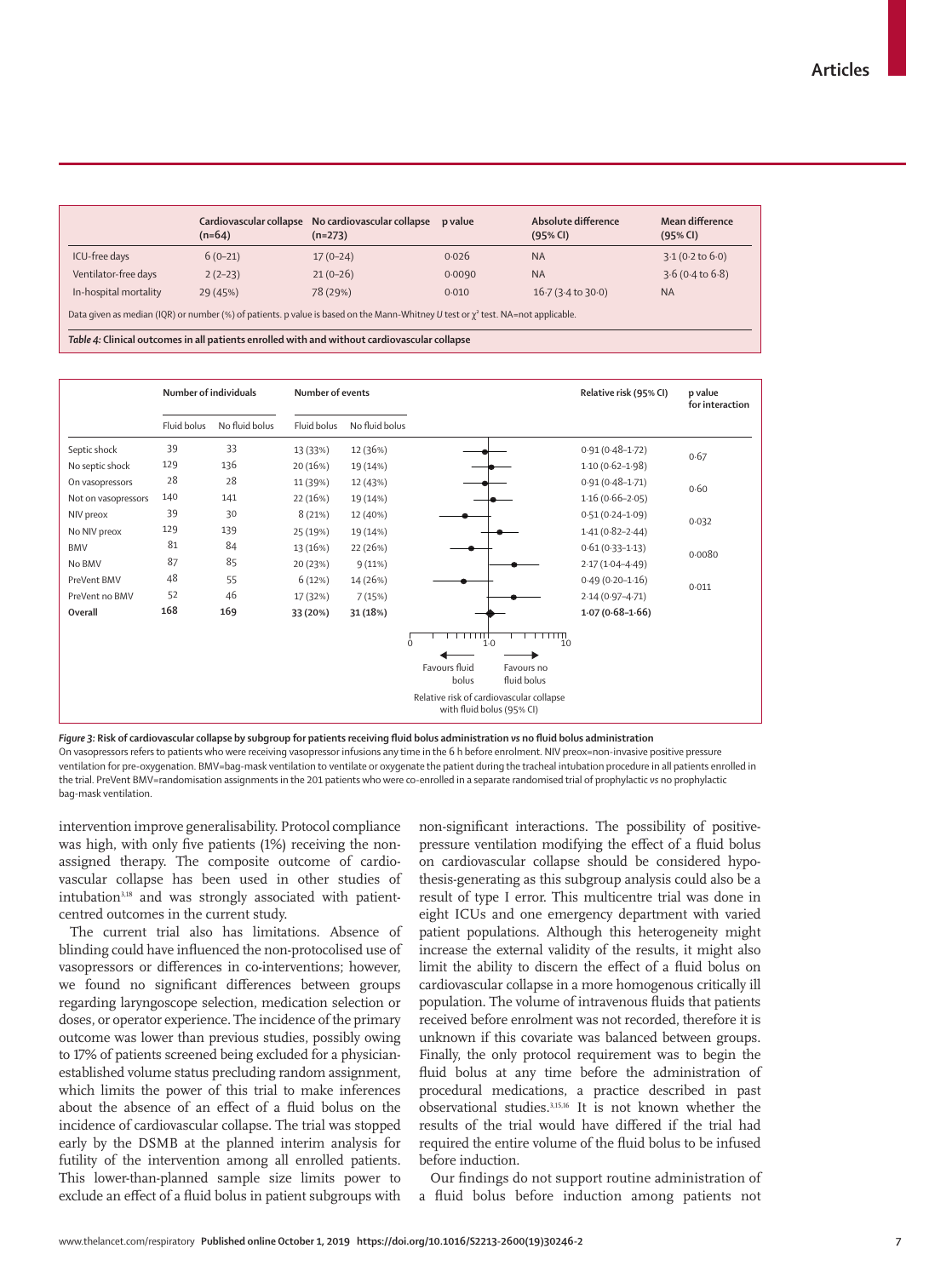| | Cardiovascular collapse (n=64) | No cardiovascular collapse (n=273) | p value | Absolute difference (95% CI) | Mean difference (95% CI) |
|---|---|---|---|---|---|
| ICU-free days | 6 (0–21) | 17 (0–24) | 0·026 | NA | 3·1 (0·2 to 6·0) |
| Ventilator-free days | 2 (2–23) | 21 (0–26) | 0·0090 | NA | 3·6 (0·4 to 6·8) |
| In-hospital mortality | 29 (45%) | 78 (29%) | 0·010 | 16·7 (3·4 to 30·0) | NA |

Data given as median (IQR) or number (%) of patients. p value is based on the Mann-Whitney U test or $\chi^2$ test. NA=not applicable.

*Table 4:* **Clinical outcomes in all patients enrolled with and without cardiovascular collapse**

| | Number of individuals | | Number of events | | Relative risk (95% CI) | p value for interaction |
|---|---|---|---|---|---|---|
| | Fluid bolus | No fluid bolus | Fluid bolus | No fluid bolus | | |
| Septic shock | 39 | 33 | 13 (33%) | 12 (36%) | 0·91 (0·48–1·72) | 0·67 |
| No septic shock | 129 | 136 | 20 (16%) | 19 (14%) | 1·10 (0·62–1·98) | |
| On vasopressors | 28 | 28 | 11 (39%) | 12 (43%) | 0·91 (0·48–1·71) | 0·60 |
| Not on vasopressors | 140 | 141 | 22 (16%) | 19 (14%) | 1·16 (0·66–2·05) | |
| NIV preox | 39 | 30 | 8 (21%) | 12 (40%) | 0·51 (0·24–1·09) | 0·032 |
| No NIV preox | 129 | 139 | 25 (19%) | 19 (14%) | 1·41 (0·82–2·44) | |
| BMV | 81 | 84 | 13 (16%) | 22 (26%) | 0·61 (0·33–1·13) | 0·0080 |
| No BMV | 87 | 85 | 20 (23%) | 9 (11%) | 2·17 (1·04–4·49) | |
| PreVent BMV | 48 | 55 | 6 (12%) | 14 (26%) | 0·49 (0·20–1·16) | 0·011 |
| PreVent no BMV | 52 | 46 | 17 (32%) | 7 (15%) | 2·14 (0·97–4·71) | |
| **Overall** | **168** | **169** | **33 (20%)** | **31 (18%)** | **1·07 (0·68–1·66)** | |

Favours fluid bolus ← → Favours no fluid bolus

Relative risk of cardiovascular collapse with fluid bolus (95% CI)

*Figure 3:* **Risk of cardiovascular collapse by subgroup for patients receiving fluid bolus administration vs no fluid bolus administration**
On vasopressors refers to patients who were receiving vasopressor infusions any time in the 6 h before enrolment. NIV preox=non-invasive positive pressure ventilation for pre-oxygenation. BMV=bag-mask ventilation to ventilate or oxygenate the patient during the tracheal intubation procedure in all patients enrolled in the trial. PreVent BMV=randomisation assignments in the 201 patients who were co-enrolled in a separate randomised trial of prophylactic vs no prophylactic bag-mask ventilation.

intervention improve generalisability. Protocol compliance was high, with only five patients (1%) receiving the non-assigned therapy. The composite outcome of cardiovascular collapse has been used in other studies of intubation[3,18] and was strongly associated with patient-centred outcomes in the current study.

The current trial also has limitations. Absence of blinding could have influenced the non-protocolised use of vasopressors or differences in co-interventions; however, we found no significant differences between groups regarding laryngoscope selection, medication selection or doses, or operator experience. The incidence of the primary outcome was lower than previous studies, possibly owing to 17% of patients screened being excluded for a physician-established volume status precluding random assignment, which limits the power of this trial to make inferences about the absence of an effect of a fluid bolus on the incidence of cardiovascular collapse. The trial was stopped early by the DSMB at the planned interim analysis for futility of the intervention among all enrolled patients. This lower-than-planned sample size limits power to exclude an effect of a fluid bolus in patient subgroups with non-significant interactions. The possibility of positive-pressure ventilation modifying the effect of a fluid bolus on cardiovascular collapse should be considered hypothesis-generating as this subgroup analysis could also be a result of type I error. This multicentre trial was done in eight ICUs and one emergency department with varied patient populations. Although this heterogeneity might increase the external validity of the results, it might also limit the ability to discern the effect of a fluid bolus on cardiovascular collapse in a more homogenous critically ill population. The volume of intravenous fluids that patients received before enrolment was not recorded, therefore it is unknown if this covariate was balanced between groups. Finally, the only protocol requirement was to begin the fluid bolus at any time before the administration of procedural medications, a practice described in past observational studies.[3,15,16] It is not known whether the results of the trial would have differed if the trial had required the entire volume of the fluid bolus to be infused before induction.

Our findings do not support routine administration of a fluid bolus before induction among patients not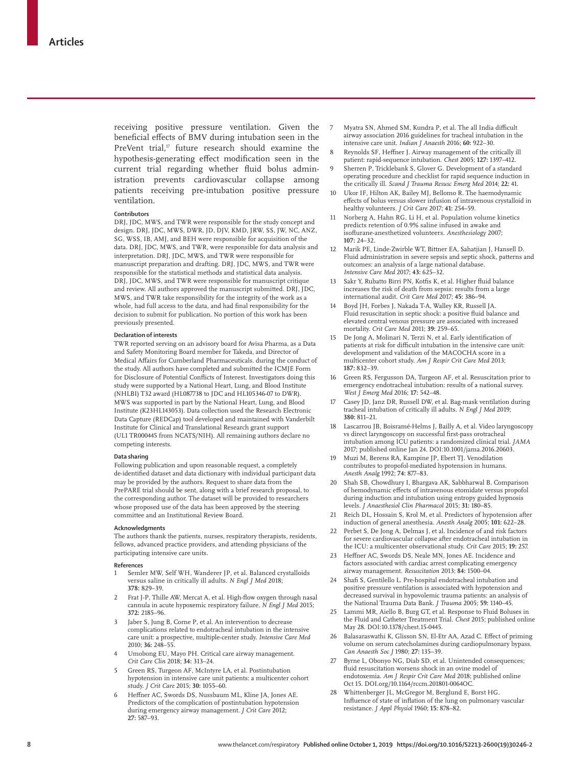receiving positive pressure ventilation. Given the beneficial effects of BMV during intubation seen in the PreVent trial,[17] future research should examine the hypothesis-generating effect modification seen in the current trial regarding whether fluid bolus administration prevents cardiovascular collapse among patients receiving pre-intubation positive pressure ventilation.

#### Contributors

DRJ, JDC, MWS, and TWR were responsible for the study concept and design. DRJ, JDC, MWS, DWR, JD, DJV, KMD, JRW, SS, JW, NC, ANZ, SG, WSS, IB, AMJ, and BEH were responsible for acquisition of the data. DRJ, JDC, MWS, and TWR, were responsible for data analysis and interpretation. DRJ, JDC, MWS, and TWR were responsible for manuscript preparation and drafting. DRJ, JDC, MWS, and TWR were responsible for the statistical methods and statistical data analysis. DRJ, JDC, MWS, and TWR were responsible for manuscript critique and review. All authors approved the manuscript submitted. DRJ, JDC, MWS, and TWR take responsibility for the integrity of the work as a whole, had full access to the data, and had final responsibility for the decision to submit for publication. No portion of this work has been previously presented.

#### Declaration of interests

TWR reported serving on an advisory board for Avisa Pharma, as a Data and Safety Monitoring Board member for Takeda, and Director of Medical Affairs for Cumberland Pharmaceuticals. during the conduct of the study. All authors have completed and submitted the ICMJE Form for Disclosure of Potential Conflicts of Interest. Investigators doing this study were supported by a National Heart, Lung, and Blood Institute (NHLBI) T32 award (HL087738 to JDC and HL105346-07 to DWR). MWS was supported in part by the National Heart, Lung, and Blood Institute (K23HL143053). Data collection used the Research Electronic Data Capture (REDCap) tool developed and maintained with Vanderbilt Institute for Clinical and Translational Research grant support (UL1 TR000445 from NCATS/NIH). All remaining authors declare no competing interests.

#### Data sharing

Following publication and upon reasonable request, a completely de-identified dataset and data dictionary with individual participant data may be provided by the authors. Request to share data from the PrePARE trial should be sent, along with a brief research proposal, to the corresponding author. The dataset will be provided to researchers whose proposed use of the data has been approved by the steering committee and an Institutional Review Board.

#### Acknowledgments

The authors thank the patients, nurses, respiratory therapists, residents, fellows, advanced practice providers, and attending physicians of the participating intensive care units.

#### References

1. Semler MW, Self WH, Wanderer JP, et al. Balanced crystalloids versus saline in critically ill adults. *N Engl J Med* 2018; **378:** 829–39.
2. Frat J-P, Thille AW, Mercat A, et al. High-flow oxygen through nasal cannula in acute hypoxemic respiratory failure. *N Engl J Med* 2015; **372:** 2185–96.
3. Jaber S, Jung B, Corne P, et al. An intervention to decrease complications related to endotracheal intubation in the intensive care unit: a prospective, multiple-center study. *Intensive Care Med* 2010; **36:** 248–55.
4. Umobong EU, Mayo PH. Critical care airway management. *Crit Care Clin* 2018; **34:** 313–24.
5. Green RS, Turgeon AF, McIntyre LA, et al. Postintubation hypotension in intensive care unit patients: a multicenter cohort study. *J Crit Care* 2015; **30:** 1055–60.
6. Heffner AC, Swords DS, Nussbaum ML, Kline JA, Jones AE. Predictors of the complication of postintubation hypotension during emergency airway management. *J Crit Care* 2012; **27:** 587–93.
7. Myatra SN, Ahmed SM, Kundra P, et al. The all India difficult airway association 2016 guidelines for tracheal intubation in the intensive care unit. *Indian J Anaesth* 2016; **60:** 922–30.
8. Reynolds SF, Heffner J. Airway management of the critically ill patient: rapid-sequence intubation. *Chest* 2005; **127:** 1397–412.
9. Sherren P, Tricklebank S, Glover G. Development of a standard operating procedure and checklist for rapid sequence induction in the critically ill. *Scand J Trauma Resusc Emerg Med* 2014; **22:** 41.
10. Ukor IF, Hilton AK, Bailey MJ, Bellomo R. The haemodynamic effects of bolus versus slower infusion of intravenous crystalloid in healthy volunteers. *J Crit Care* 2017; **41:** 254–59.
11. Norberg A, Hahn RG, Li H, et al. Population volume kinetics predicts retention of 0.9% saline infused in awake and isoflurane-anesthetized volunteers. *Anesthesiology* 2007; **107:** 24–32.
12. Marik PE, Linde-Zwirble WT, Bittner EA, Sahatjian J, Hansell D. Fluid administration in severe sepsis and septic shock, patterns and outcomes: an analysis of a large national database. *Intensive Care Med* 2017; **43:** 625–32.
13. Sakr Y, Rubatto Birri PN, Kotfis K, et al. Higher fluid balance increases the risk of death from sepsis: results from a large international audit. *Crit Care Med* 2017; **45:** 386–94.
14. Boyd JH, Forbes J, Nakada T-A, Walley KR, Russell JA. Fluid resuscitation in septic shock: a positive fluid balance and elevated central venous pressure are associated with increased mortality. *Crit Care Med* 2011; **39:** 259–65.
15. De Jong A, Molinari N, Terzi N, et al. Early identification of patients at risk for difficult intubation in the intensive care unit: development and validation of the MACOCHA score in a multicenter cohort study. *Am J Respir Crit Care Med* 2013; **187:** 832–39.
16. Green RS, Fergusson DA, Turgeon AF, et al. Resuscitation prior to emergency endotracheal intubation: results of a national survey. *West J Emerg Med* 2016; **17:** 542–48.
17. Casey JD, Janz DR, Russell DW, et al. Bag-mask ventilation during tracheal intubation of critically ill adults. *N Engl J Med* 2019; **380:** 811–21.
18. Lascarrou JB, Boisramé-Helms J, Bailly A, et al. Video laryngoscopy vs direct laryngoscopy on successful first-pass orotracheal intubation among ICU patients: a randomized clinical trial. *JAMA* 2017; published online Jan 24. DOI:10.1001/jama.2016.20603.
19. Muzi M, Berens RA, Kampine JP, Ebert TJ. Venodilation contributes to propofol-mediated hypotension in humans. *Anesth Analg* 1992; **74:** 877–83.
20. Shah SB, Chowdhury I, Bhargava AK, Sabbharwal B. Comparison of hemodynamic effects of intravenous etomidate versus propofol during induction and intubation using entropy guided hypnosis levels. *J Anaesthesiol Clin Pharmacol* 2015; **31:** 180–85.
21. Reich DL, Hossain S, Krol M, et al. Predictors of hypotension after induction of general anesthesia. *Anesth Analg* 2005; **101:** 622–28.
22. Perbet S, De Jong A, Delmas J, et al. Incidence of and risk factors for severe cardiovascular collapse after endotracheal intubation in the ICU: a multicenter observational study. *Crit Care* 2015; **19:** 257.
23. Heffner AC, Swords DS, Neale MN, Jones AE. Incidence and factors associated with cardiac arrest complicating emergency airway management. *Resuscitation* 2013; **84:** 1500–04.
24. Shafi S, Gentilello L. Pre-hospital endotracheal intubation and positive pressure ventilation is associated with hypotension and decreased survival in hypovolemic trauma patients: an analysis of the National Trauma Data Bank. *J Trauma* 2005; **59:** 1140–45.
25. Lammi MR, Aiello B, Burg GT, et al. Response to Fluid Boluses in the Fluid and Catheter Treatment Trial. *Chest* 2015; published online May 28. DOI:10.1378/chest.15-0445.
26. Balasaraswathi K, Glisson SN, El-Etr AA, Azad C. Effect of priming volume on serum catecholamines during cardiopulmonary bypass. *Can Anaesth Soc J* 1980; **27:** 135–39.
27. Byrne L, Obonyo NG, Diab SD, et al. Unintended consequences; fluid resuscitation worsens shock in an ovine model of endotoxemia. *Am J Respir Crit Care Med* 2018; published online Oct 15. DOI.org/10.1164/rccm.201801-0064OC.
28. Whittenberger JL, McGregor M, Berglund E, Borst HG. Influence of state of inflation of the lung on pulmonary vascular resistance. *J Appl Physiol* 1960; **15:** 878–82.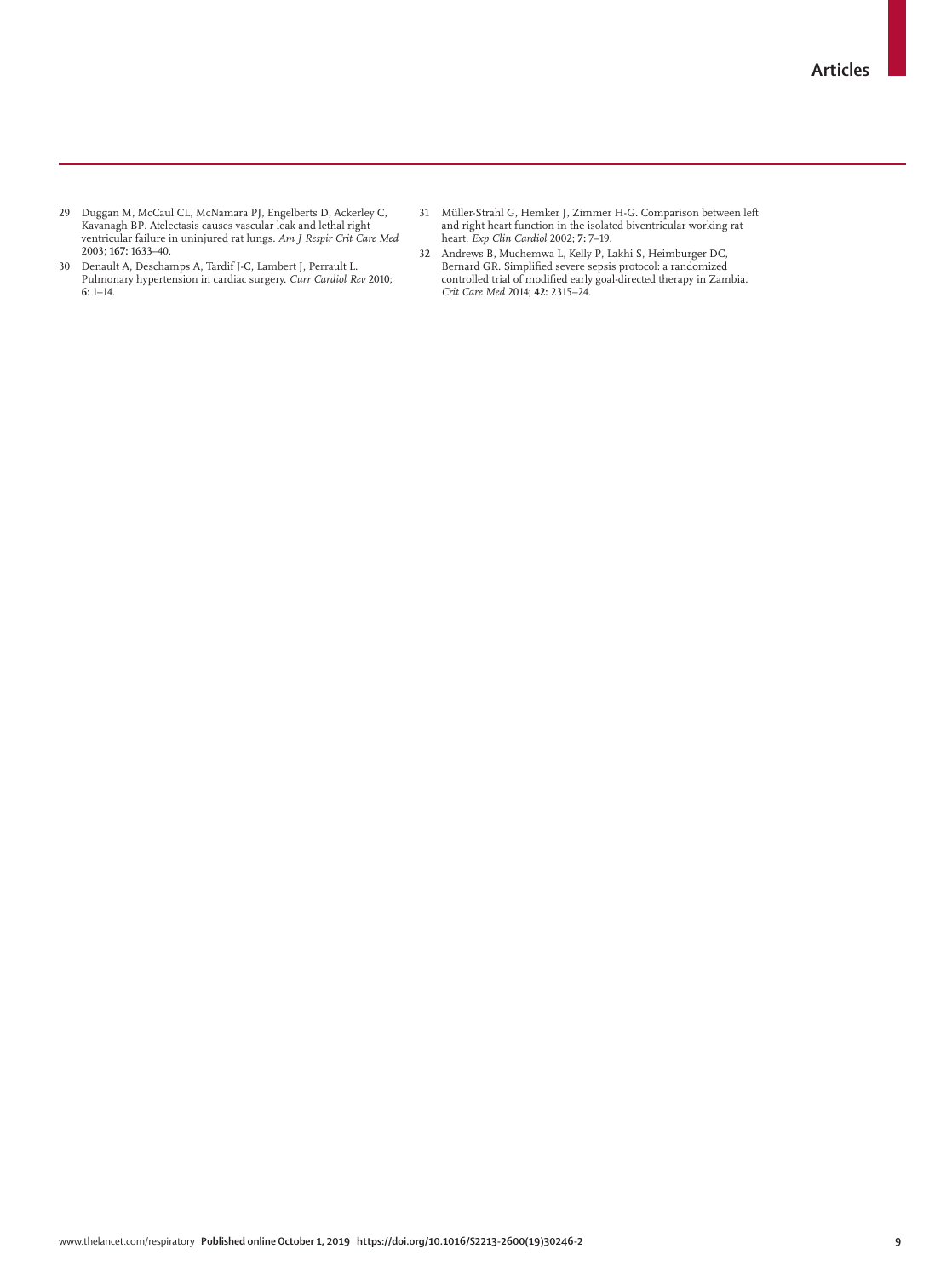29 Duggan M, McCaul CL, McNamara PJ, Engelberts D, Ackerley C, Kavanagh BP. Atelectasis causes vascular leak and lethal right ventricular failure in uninjured rat lungs. *Am J Respir Crit Care Med* 2003; **167:** 1633–40.

30 Denault A, Deschamps A, Tardif J-C, Lambert J, Perrault L. Pulmonary hypertension in cardiac surgery. *Curr Cardiol Rev* 2010; **6:** 1–14.

31 Müller-Strahl G, Hemker J, Zimmer H-G. Comparison between left and right heart function in the isolated biventricular working rat heart. *Exp Clin Cardiol* 2002; **7:** 7–19.

32 Andrews B, Muchemwa L, Kelly P, Lakhi S, Heimburger DC, Bernard GR. Simplified severe sepsis protocol: a randomized controlled trial of modified early goal-directed therapy in Zambia. *Crit Care Med* 2014; **42:** 2315–24.